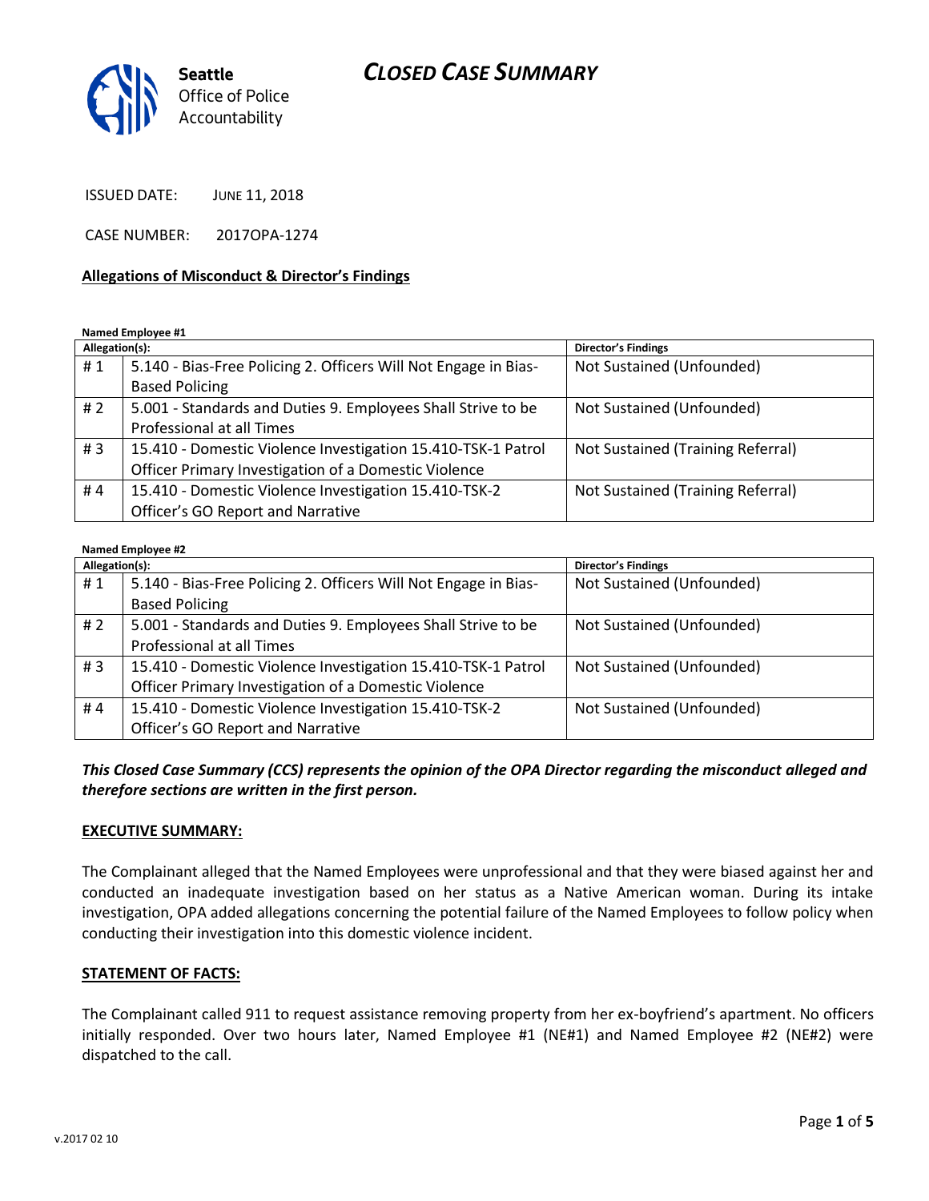Seattle Office of Police Accountability

# CLOSED CASE SUMMARY

ISSUED DATE: JUNE 11, 2018

CASE NUMBER: 2017OPA-1274

**Allegations of Misconduct & Director's Findings**

**Named Employee #1**

| Allegation(s): | | Director's Findings |
|---|---|---|
| # 1 | 5.140 - Bias-Free Policing 2. Officers Will Not Engage in Bias-Based Policing | Not Sustained (Unfounded) |
| # 2 | 5.001 - Standards and Duties 9. Employees Shall Strive to be Professional at all Times | Not Sustained (Unfounded) |
| # 3 | 15.410 - Domestic Violence Investigation 15.410-TSK-1 Patrol Officer Primary Investigation of a Domestic Violence | Not Sustained (Training Referral) |
| # 4 | 15.410 - Domestic Violence Investigation 15.410-TSK-2 Officer's GO Report and Narrative | Not Sustained (Training Referral) |

**Named Employee #2**

| Allegation(s): | | Director's Findings |
|---|---|---|
| # 1 | 5.140 - Bias-Free Policing 2. Officers Will Not Engage in Bias-Based Policing | Not Sustained (Unfounded) |
| # 2 | 5.001 - Standards and Duties 9. Employees Shall Strive to be Professional at all Times | Not Sustained (Unfounded) |
| # 3 | 15.410 - Domestic Violence Investigation 15.410-TSK-1 Patrol Officer Primary Investigation of a Domestic Violence | Not Sustained (Unfounded) |
| # 4 | 15.410 - Domestic Violence Investigation 15.410-TSK-2 Officer's GO Report and Narrative | Not Sustained (Unfounded) |

***This Closed Case Summary (CCS) represents the opinion of the OPA Director regarding the misconduct alleged and therefore sections are written in the first person.***

**EXECUTIVE SUMMARY:**

The Complainant alleged that the Named Employees were unprofessional and that they were biased against her and conducted an inadequate investigation based on her status as a Native American woman. During its intake investigation, OPA added allegations concerning the potential failure of the Named Employees to follow policy when conducting their investigation into this domestic violence incident.

**STATEMENT OF FACTS:**

The Complainant called 911 to request assistance removing property from her ex-boyfriend's apartment. No officers initially responded. Over two hours later, Named Employee #1 (NE#1) and Named Employee #2 (NE#2) were dispatched to the call.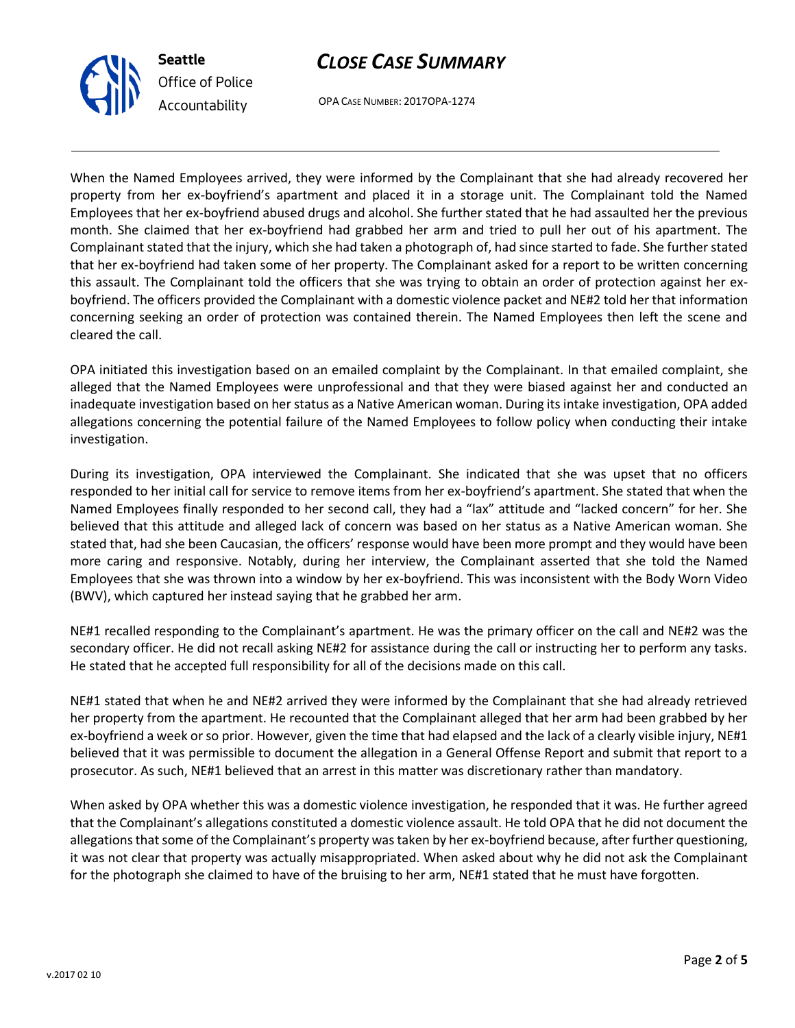When the Named Employees arrived, they were informed by the Complainant that she had already recovered her property from her ex-boyfriend's apartment and placed it in a storage unit. The Complainant told the Named Employees that her ex-boyfriend abused drugs and alcohol. She further stated that he had assaulted her the previous month. She claimed that her ex-boyfriend had grabbed her arm and tried to pull her out of his apartment. The Complainant stated that the injury, which she had taken a photograph of, had since started to fade. She further stated that her ex-boyfriend had taken some of her property. The Complainant asked for a report to be written concerning this assault. The Complainant told the officers that she was trying to obtain an order of protection against her ex-boyfriend. The officers provided the Complainant with a domestic violence packet and NE#2 told her that information concerning seeking an order of protection was contained therein. The Named Employees then left the scene and cleared the call.

OPA initiated this investigation based on an emailed complaint by the Complainant. In that emailed complaint, she alleged that the Named Employees were unprofessional and that they were biased against her and conducted an inadequate investigation based on her status as a Native American woman. During its intake investigation, OPA added allegations concerning the potential failure of the Named Employees to follow policy when conducting their intake investigation.

During its investigation, OPA interviewed the Complainant. She indicated that she was upset that no officers responded to her initial call for service to remove items from her ex-boyfriend's apartment. She stated that when the Named Employees finally responded to her second call, they had a "lax" attitude and "lacked concern" for her. She believed that this attitude and alleged lack of concern was based on her status as a Native American woman. She stated that, had she been Caucasian, the officers' response would have been more prompt and they would have been more caring and responsive. Notably, during her interview, the Complainant asserted that she told the Named Employees that she was thrown into a window by her ex-boyfriend. This was inconsistent with the Body Worn Video (BWV), which captured her instead saying that he grabbed her arm.

NE#1 recalled responding to the Complainant's apartment. He was the primary officer on the call and NE#2 was the secondary officer. He did not recall asking NE#2 for assistance during the call or instructing her to perform any tasks. He stated that he accepted full responsibility for all of the decisions made on this call.

NE#1 stated that when he and NE#2 arrived they were informed by the Complainant that she had already retrieved her property from the apartment. He recounted that the Complainant alleged that her arm had been grabbed by her ex-boyfriend a week or so prior. However, given the time that had elapsed and the lack of a clearly visible injury, NE#1 believed that it was permissible to document the allegation in a General Offense Report and submit that report to a prosecutor. As such, NE#1 believed that an arrest in this matter was discretionary rather than mandatory.

When asked by OPA whether this was a domestic violence investigation, he responded that it was. He further agreed that the Complainant's allegations constituted a domestic violence assault. He told OPA that he did not document the allegations that some of the Complainant's property was taken by her ex-boyfriend because, after further questioning, it was not clear that property was actually misappropriated. When asked about why he did not ask the Complainant for the photograph she claimed to have of the bruising to her arm, NE#1 stated that he must have forgotten.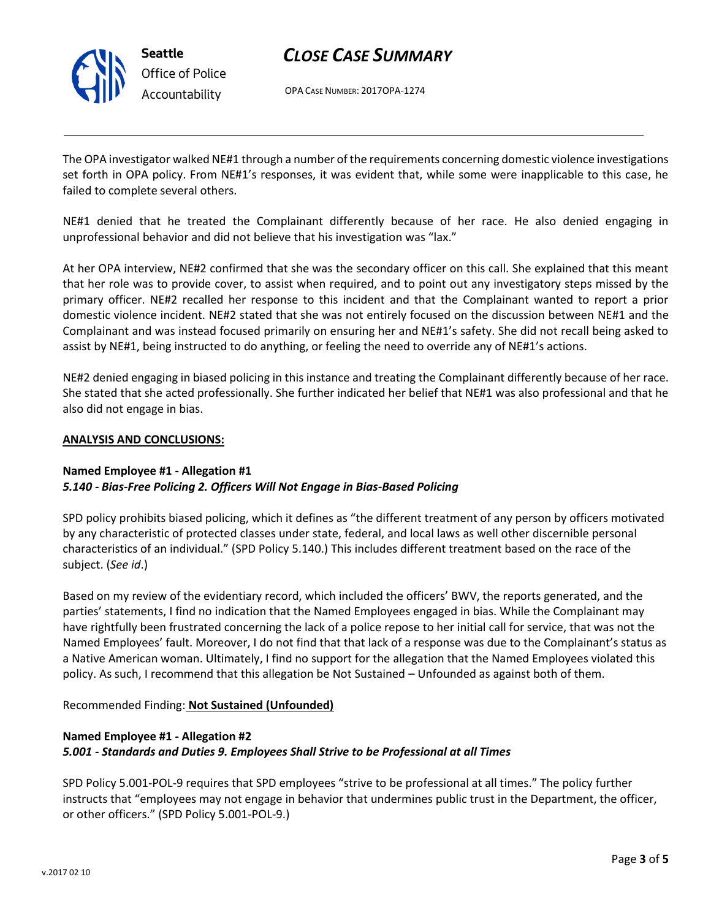The OPA investigator walked NE#1 through a number of the requirements concerning domestic violence investigations set forth in OPA policy. From NE#1's responses, it was evident that, while some were inapplicable to this case, he failed to complete several others.

NE#1 denied that he treated the Complainant differently because of her race. He also denied engaging in unprofessional behavior and did not believe that his investigation was "lax."

At her OPA interview, NE#2 confirmed that she was the secondary officer on this call. She explained that this meant that her role was to provide cover, to assist when required, and to point out any investigatory steps missed by the primary officer. NE#2 recalled her response to this incident and that the Complainant wanted to report a prior domestic violence incident. NE#2 stated that she was not entirely focused on the discussion between NE#1 and the Complainant and was instead focused primarily on ensuring her and NE#1's safety. She did not recall being asked to assist by NE#1, being instructed to do anything, or feeling the need to override any of NE#1's actions.

NE#2 denied engaging in biased policing in this instance and treating the Complainant differently because of her race. She stated that she acted professionally. She further indicated her belief that NE#1 was also professional and that he also did not engage in bias.

**ANALYSIS AND CONCLUSIONS:**

**Named Employee #1 - Allegation #1**
***5.140 - Bias-Free Policing 2. Officers Will Not Engage in Bias-Based Policing***

SPD policy prohibits biased policing, which it defines as "the different treatment of any person by officers motivated by any characteristic of protected classes under state, federal, and local laws as well other discernible personal characteristics of an individual." (SPD Policy 5.140.) This includes different treatment based on the race of the subject. (*See id*.)

Based on my review of the evidentiary record, which included the officers' BWV, the reports generated, and the parties' statements, I find no indication that the Named Employees engaged in bias. While the Complainant may have rightfully been frustrated concerning the lack of a police repose to her initial call for service, that was not the Named Employees' fault. Moreover, I do not find that that lack of a response was due to the Complainant's status as a Native American woman. Ultimately, I find no support for the allegation that the Named Employees violated this policy. As such, I recommend that this allegation be Not Sustained – Unfounded as against both of them.

Recommended Finding: **Not Sustained (Unfounded)**

**Named Employee #1 - Allegation #2**
***5.001 - Standards and Duties 9. Employees Shall Strive to be Professional at all Times***

SPD Policy 5.001-POL-9 requires that SPD employees "strive to be professional at all times." The policy further instructs that "employees may not engage in behavior that undermines public trust in the Department, the officer, or other officers." (SPD Policy 5.001-POL-9.)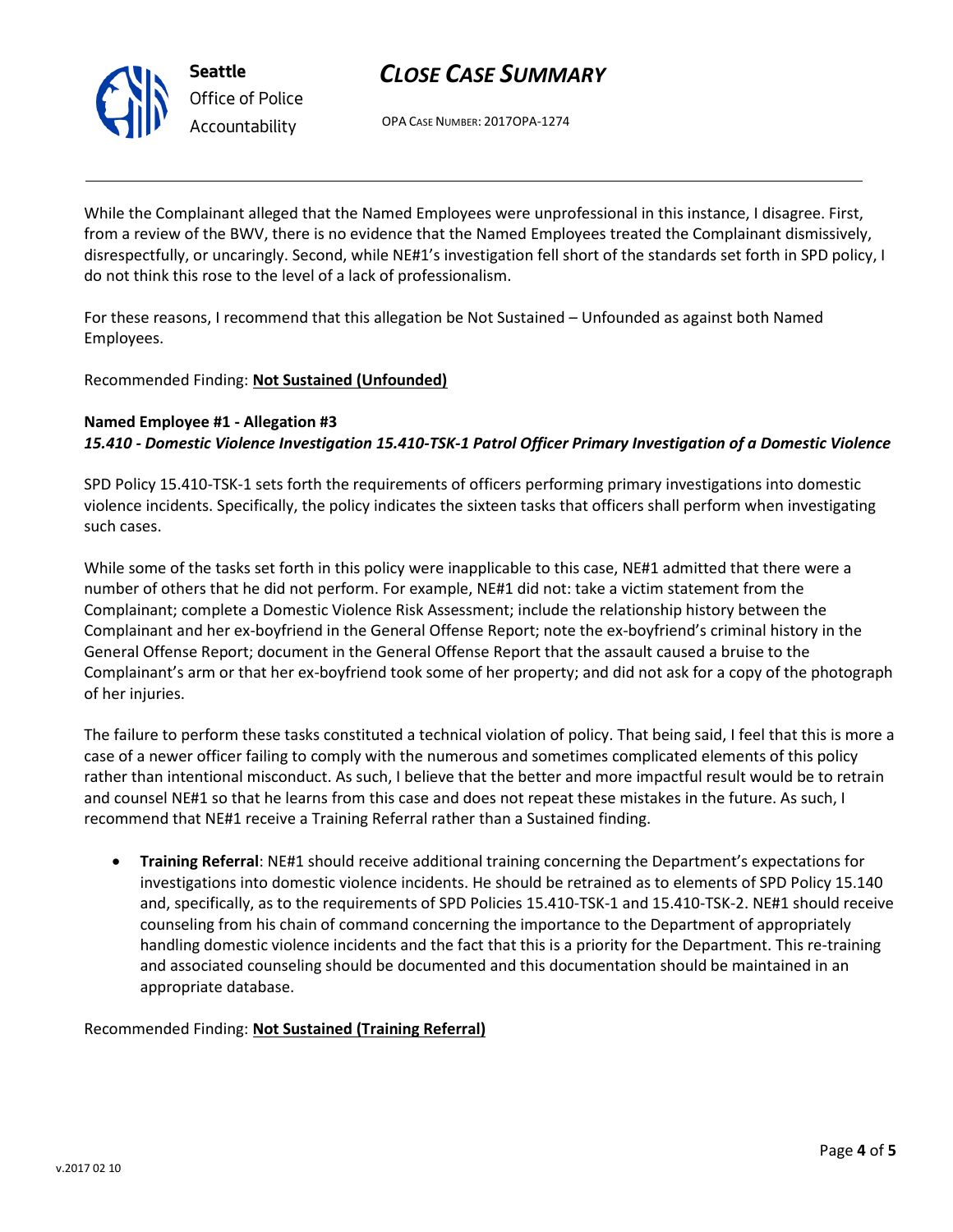While the Complainant alleged that the Named Employees were unprofessional in this instance, I disagree. First, from a review of the BWV, there is no evidence that the Named Employees treated the Complainant dismissively, disrespectfully, or uncaringly. Second, while NE#1's investigation fell short of the standards set forth in SPD policy, I do not think this rose to the level of a lack of professionalism.

For these reasons, I recommend that this allegation be Not Sustained – Unfounded as against both Named Employees.

Recommended Finding: **Not Sustained (Unfounded)**

**Named Employee #1 - Allegation #3**
***15.410 - Domestic Violence Investigation 15.410-TSK-1 Patrol Officer Primary Investigation of a Domestic Violence***

SPD Policy 15.410-TSK-1 sets forth the requirements of officers performing primary investigations into domestic violence incidents. Specifically, the policy indicates the sixteen tasks that officers shall perform when investigating such cases.

While some of the tasks set forth in this policy were inapplicable to this case, NE#1 admitted that there were a number of others that he did not perform. For example, NE#1 did not: take a victim statement from the Complainant; complete a Domestic Violence Risk Assessment; include the relationship history between the Complainant and her ex-boyfriend in the General Offense Report; note the ex-boyfriend's criminal history in the General Offense Report; document in the General Offense Report that the assault caused a bruise to the Complainant's arm or that her ex-boyfriend took some of her property; and did not ask for a copy of the photograph of her injuries.

The failure to perform these tasks constituted a technical violation of policy. That being said, I feel that this is more a case of a newer officer failing to comply with the numerous and sometimes complicated elements of this policy rather than intentional misconduct. As such, I believe that the better and more impactful result would be to retrain and counsel NE#1 so that he learns from this case and does not repeat these mistakes in the future. As such, I recommend that NE#1 receive a Training Referral rather than a Sustained finding.

- **Training Referral**: NE#1 should receive additional training concerning the Department's expectations for investigations into domestic violence incidents. He should be retrained as to elements of SPD Policy 15.140 and, specifically, as to the requirements of SPD Policies 15.410-TSK-1 and 15.410-TSK-2. NE#1 should receive counseling from his chain of command concerning the importance to the Department of appropriately handling domestic violence incidents and the fact that this is a priority for the Department. This re-training and associated counseling should be documented and this documentation should be maintained in an appropriate database.

Recommended Finding: **Not Sustained (Training Referral)**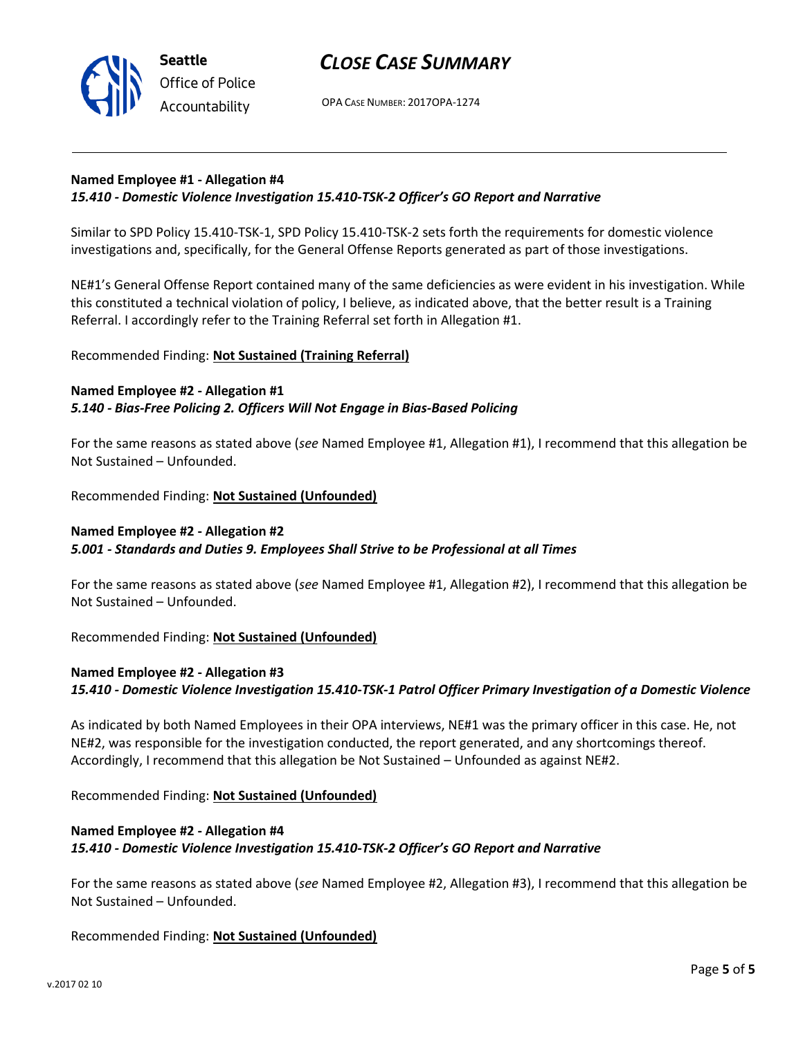**Named Employee #1 - Allegation #4**
***15.410 - Domestic Violence Investigation 15.410-TSK-2 Officer's GO Report and Narrative***

Similar to SPD Policy 15.410-TSK-1, SPD Policy 15.410-TSK-2 sets forth the requirements for domestic violence investigations and, specifically, for the General Offense Reports generated as part of those investigations.

NE#1's General Offense Report contained many of the same deficiencies as were evident in his investigation. While this constituted a technical violation of policy, I believe, as indicated above, that the better result is a Training Referral. I accordingly refer to the Training Referral set forth in Allegation #1.

Recommended Finding: **Not Sustained (Training Referral)**

**Named Employee #2 - Allegation #1**
***5.140 - Bias-Free Policing 2. Officers Will Not Engage in Bias-Based Policing***

For the same reasons as stated above (*see* Named Employee #1, Allegation #1), I recommend that this allegation be Not Sustained – Unfounded.

Recommended Finding: **Not Sustained (Unfounded)**

**Named Employee #2 - Allegation #2**
***5.001 - Standards and Duties 9. Employees Shall Strive to be Professional at all Times***

For the same reasons as stated above (*see* Named Employee #1, Allegation #2), I recommend that this allegation be Not Sustained – Unfounded.

Recommended Finding: **Not Sustained (Unfounded)**

**Named Employee #2 - Allegation #3**
***15.410 - Domestic Violence Investigation 15.410-TSK-1 Patrol Officer Primary Investigation of a Domestic Violence***

As indicated by both Named Employees in their OPA interviews, NE#1 was the primary officer in this case. He, not NE#2, was responsible for the investigation conducted, the report generated, and any shortcomings thereof. Accordingly, I recommend that this allegation be Not Sustained – Unfounded as against NE#2.

Recommended Finding: **Not Sustained (Unfounded)**

**Named Employee #2 - Allegation #4**
***15.410 - Domestic Violence Investigation 15.410-TSK-2 Officer's GO Report and Narrative***

For the same reasons as stated above (*see* Named Employee #2, Allegation #3), I recommend that this allegation be Not Sustained – Unfounded.

Recommended Finding: **Not Sustained (Unfounded)**